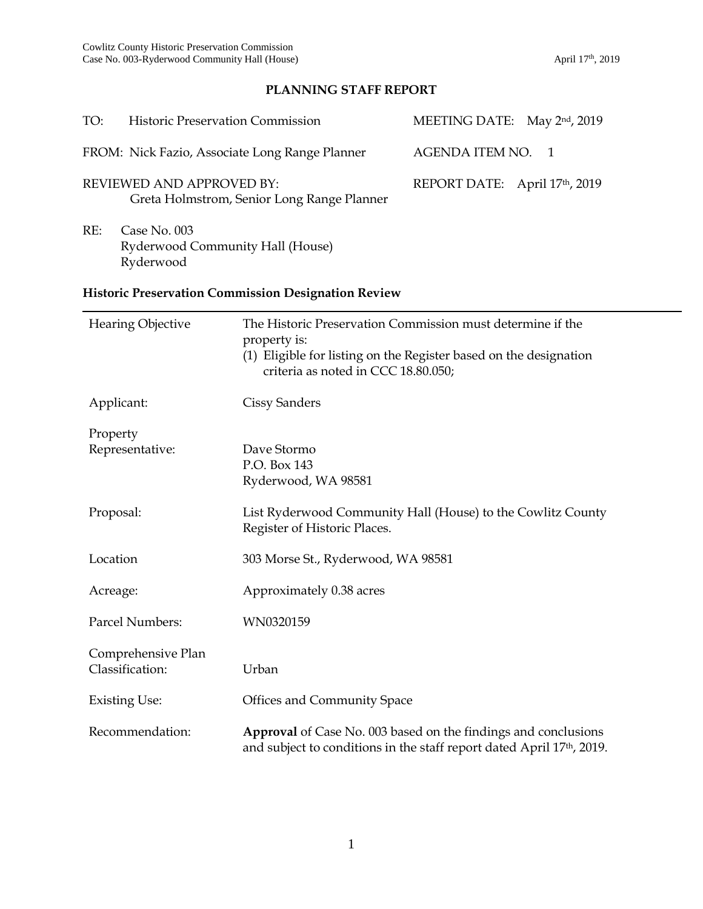## PLANNING STAFF REPORT

| | |
|---|---|
| TO: Historic Preservation Commission | MEETING DATE: May 2nd, 2019 |
| FROM: Nick Fazio, Associate Long Range Planner | AGENDA ITEM NO. 1 |
| REVIEWED AND APPROVED BY: Greta Holmstrom, Senior Long Range Planner | REPORT DATE: April 17th, 2019 |

RE: Case No. 003
Ryderwood Community Hall (House)
Ryderwood

### Historic Preservation Commission Designation Review

| | |
|---|---|
| Hearing Objective | The Historic Preservation Commission must determine if the property is: (1) Eligible for listing on the Register based on the designation criteria as noted in CCC 18.80.050; |
| Applicant: | Cissy Sanders |
| Property Representative: | Dave Stormo<br>P.O. Box 143<br>Ryderwood, WA 98581 |
| Proposal: | List Ryderwood Community Hall (House) to the Cowlitz County Register of Historic Places. |
| Location | 303 Morse St., Ryderwood, WA 98581 |
| Acreage: | Approximately 0.38 acres |
| Parcel Numbers: | WN0320159 |
| Comprehensive Plan Classification: | Urban |
| Existing Use: | Offices and Community Space |
| Recommendation: | **Approval** of Case No. 003 based on the findings and conclusions and subject to conditions in the staff report dated April 17th, 2019. |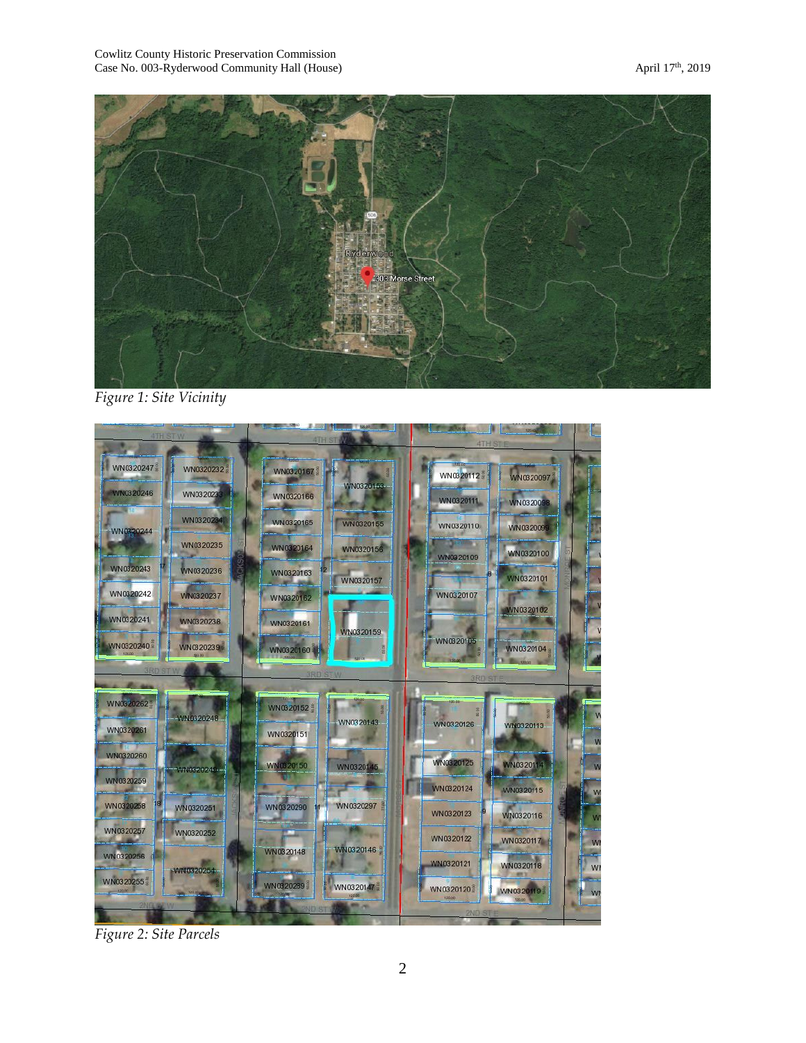*Figure 1: Site Vicinity*

*Figure 2: Site Parcels*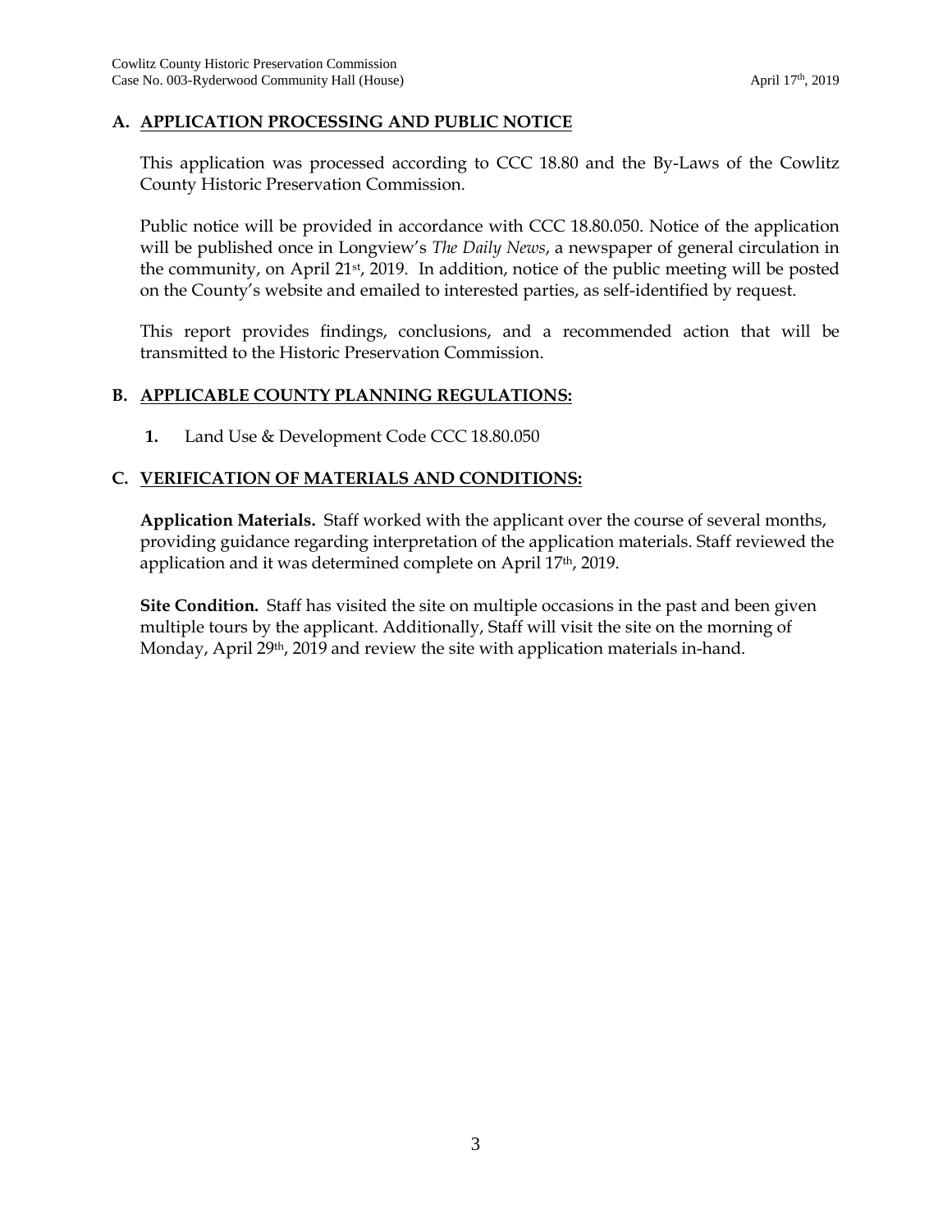## A. APPLICATION PROCESSING AND PUBLIC NOTICE

This application was processed according to CCC 18.80 and the By-Laws of the Cowlitz County Historic Preservation Commission.

Public notice will be provided in accordance with CCC 18.80.050. Notice of the application will be published once in Longview's *The Daily News*, a newspaper of general circulation in the community, on April 21st, 2019. In addition, notice of the public meeting will be posted on the County's website and emailed to interested parties, as self-identified by request.

This report provides findings, conclusions, and a recommended action that will be transmitted to the Historic Preservation Commission.

## B. APPLICABLE COUNTY PLANNING REGULATIONS:

1. Land Use & Development Code CCC 18.80.050

## C. VERIFICATION OF MATERIALS AND CONDITIONS:

**Application Materials.** Staff worked with the applicant over the course of several months, providing guidance regarding interpretation of the application materials. Staff reviewed the application and it was determined complete on April 17th, 2019.

**Site Condition.** Staff has visited the site on multiple occasions in the past and been given multiple tours by the applicant. Additionally, Staff will visit the site on the morning of Monday, April 29th, 2019 and review the site with application materials in-hand.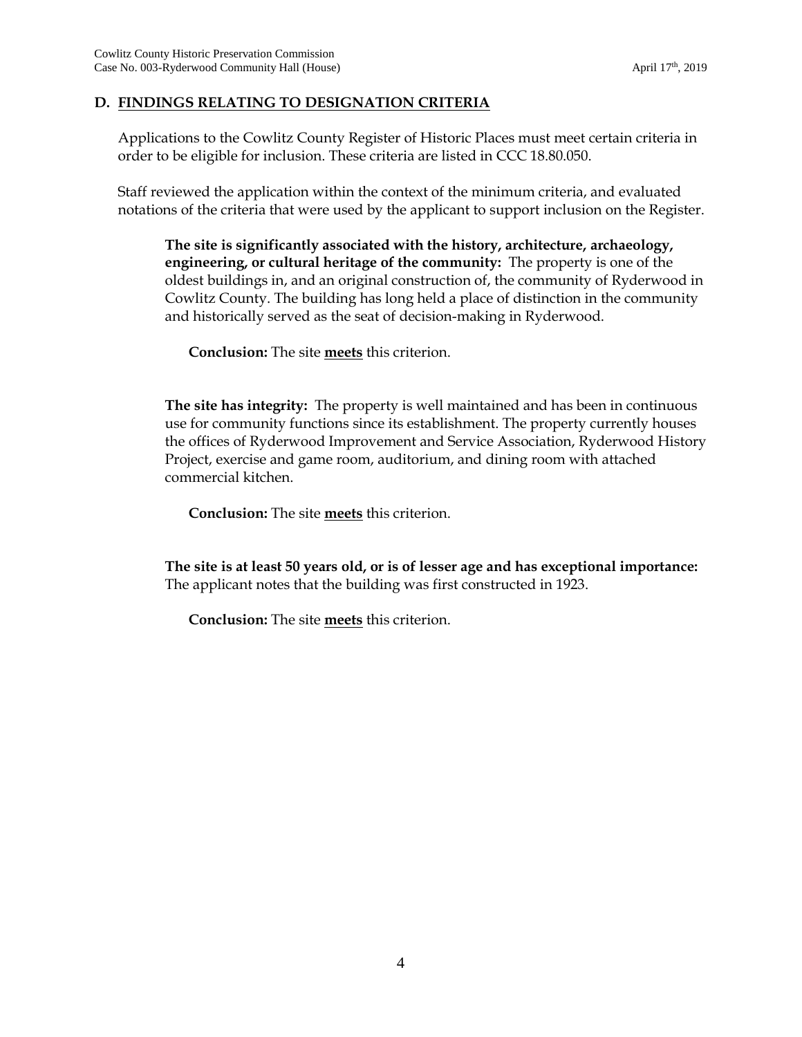## D. FINDINGS RELATING TO DESIGNATION CRITERIA

Applications to the Cowlitz County Register of Historic Places must meet certain criteria in order to be eligible for inclusion. These criteria are listed in CCC 18.80.050.

Staff reviewed the application within the context of the minimum criteria, and evaluated notations of the criteria that were used by the applicant to support inclusion on the Register.

**The site is significantly associated with the history, architecture, archaeology, engineering, or cultural heritage of the community:** The property is one of the oldest buildings in, and an original construction of, the community of Ryderwood in Cowlitz County. The building has long held a place of distinction in the community and historically served as the seat of decision-making in Ryderwood.

**Conclusion:** The site **meets** this criterion.

**The site has integrity:** The property is well maintained and has been in continuous use for community functions since its establishment. The property currently houses the offices of Ryderwood Improvement and Service Association, Ryderwood History Project, exercise and game room, auditorium, and dining room with attached commercial kitchen.

**Conclusion:** The site **meets** this criterion.

**The site is at least 50 years old, or is of lesser age and has exceptional importance:** The applicant notes that the building was first constructed in 1923.

**Conclusion:** The site **meets** this criterion.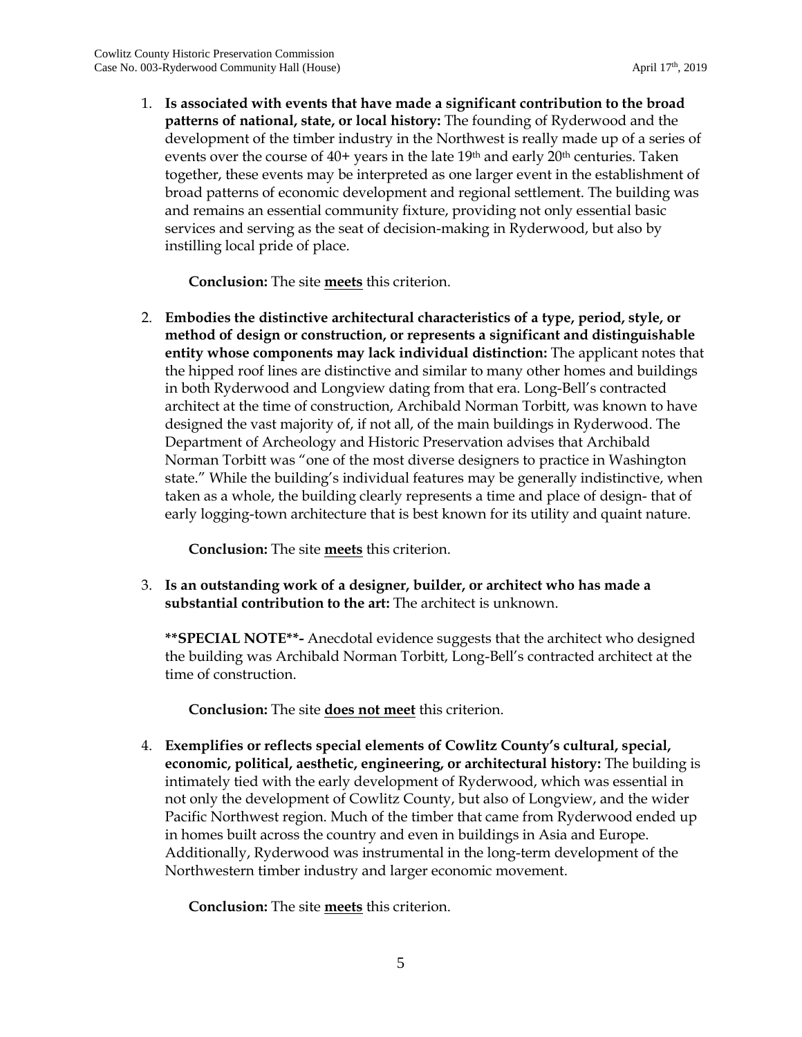1. **Is associated with events that have made a significant contribution to the broad patterns of national, state, or local history:** The founding of Ryderwood and the development of the timber industry in the Northwest is really made up of a series of events over the course of 40+ years in the late 19th and early 20th centuries. Taken together, these events may be interpreted as one larger event in the establishment of broad patterns of economic development and regional settlement. The building was and remains an essential community fixture, providing not only essential basic services and serving as the seat of decision-making in Ryderwood, but also by instilling local pride of place.

   **Conclusion:** The site **meets** this criterion.

2. **Embodies the distinctive architectural characteristics of a type, period, style, or method of design or construction, or represents a significant and distinguishable entity whose components may lack individual distinction:** The applicant notes that the hipped roof lines are distinctive and similar to many other homes and buildings in both Ryderwood and Longview dating from that era. Long-Bell's contracted architect at the time of construction, Archibald Norman Torbitt, was known to have designed the vast majority of, if not all, of the main buildings in Ryderwood. The Department of Archeology and Historic Preservation advises that Archibald Norman Torbitt was "one of the most diverse designers to practice in Washington state." While the building's individual features may be generally indistinctive, when taken as a whole, the building clearly represents a time and place of design- that of early logging-town architecture that is best known for its utility and quaint nature.

   **Conclusion:** The site **meets** this criterion.

3. **Is an outstanding work of a designer, builder, or architect who has made a substantial contribution to the art:** The architect is unknown.

   **\*\*SPECIAL NOTE\*\*-** Anecdotal evidence suggests that the architect who designed the building was Archibald Norman Torbitt, Long-Bell's contracted architect at the time of construction.

   **Conclusion:** The site **does not meet** this criterion.

4. **Exemplifies or reflects special elements of Cowlitz County's cultural, special, economic, political, aesthetic, engineering, or architectural history:** The building is intimately tied with the early development of Ryderwood, which was essential in not only the development of Cowlitz County, but also of Longview, and the wider Pacific Northwest region. Much of the timber that came from Ryderwood ended up in homes built across the country and even in buildings in Asia and Europe. Additionally, Ryderwood was instrumental in the long-term development of the Northwestern timber industry and larger economic movement.

   **Conclusion:** The site **meets** this criterion.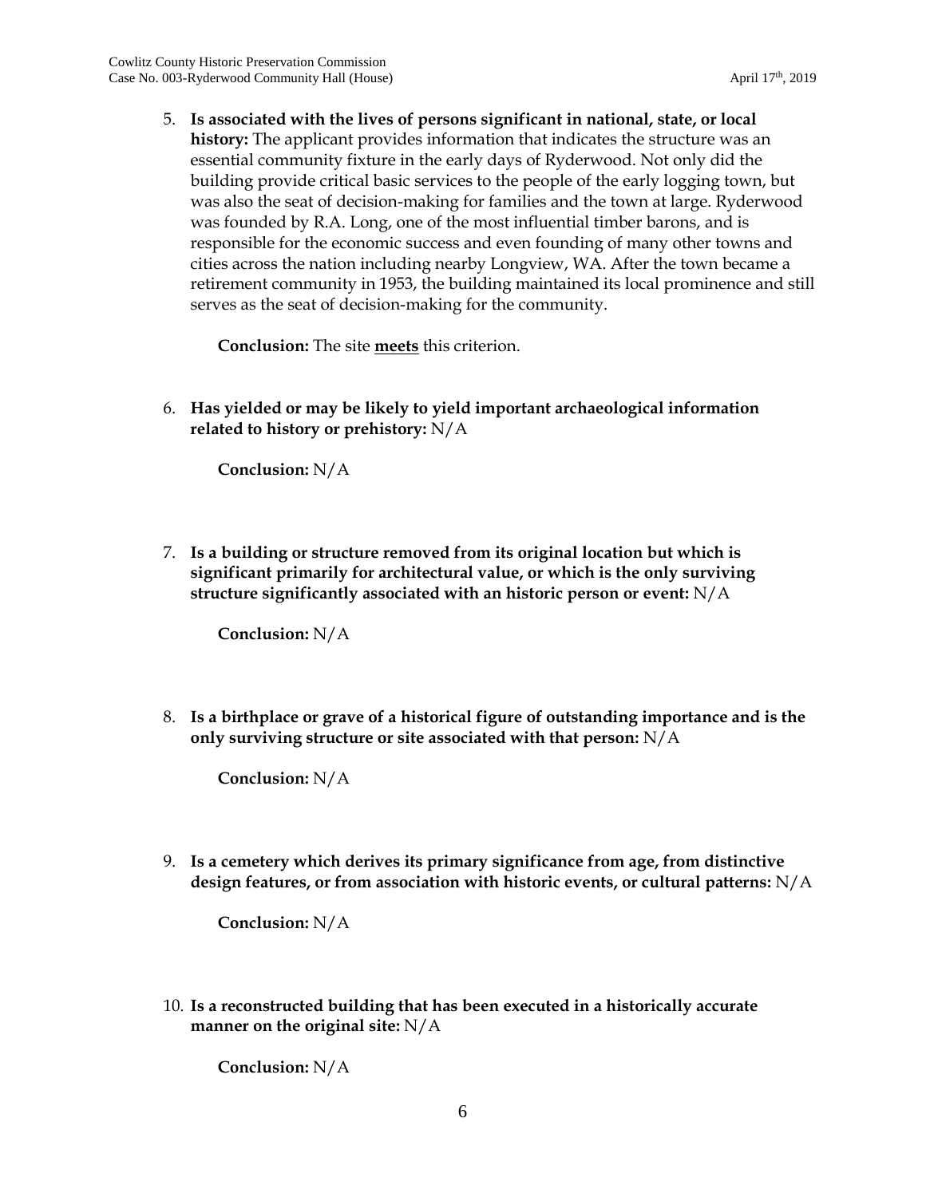5. **Is associated with the lives of persons significant in national, state, or local history:** The applicant provides information that indicates the structure was an essential community fixture in the early days of Ryderwood. Not only did the building provide critical basic services to the people of the early logging town, but was also the seat of decision-making for families and the town at large. Ryderwood was founded by R.A. Long, one of the most influential timber barons, and is responsible for the economic success and even founding of many other towns and cities across the nation including nearby Longview, WA. After the town became a retirement community in 1953, the building maintained its local prominence and still serves as the seat of decision-making for the community.

   **Conclusion:** The site **meets** this criterion.

6. **Has yielded or may be likely to yield important archaeological information related to history or prehistory:** N/A

   **Conclusion:** N/A

7. **Is a building or structure removed from its original location but which is significant primarily for architectural value, or which is the only surviving structure significantly associated with an historic person or event:** N/A

   **Conclusion:** N/A

8. **Is a birthplace or grave of a historical figure of outstanding importance and is the only surviving structure or site associated with that person:** N/A

   **Conclusion:** N/A

9. **Is a cemetery which derives its primary significance from age, from distinctive design features, or from association with historic events, or cultural patterns:** N/A

   **Conclusion:** N/A

10. **Is a reconstructed building that has been executed in a historically accurate manner on the original site:** N/A

    **Conclusion:** N/A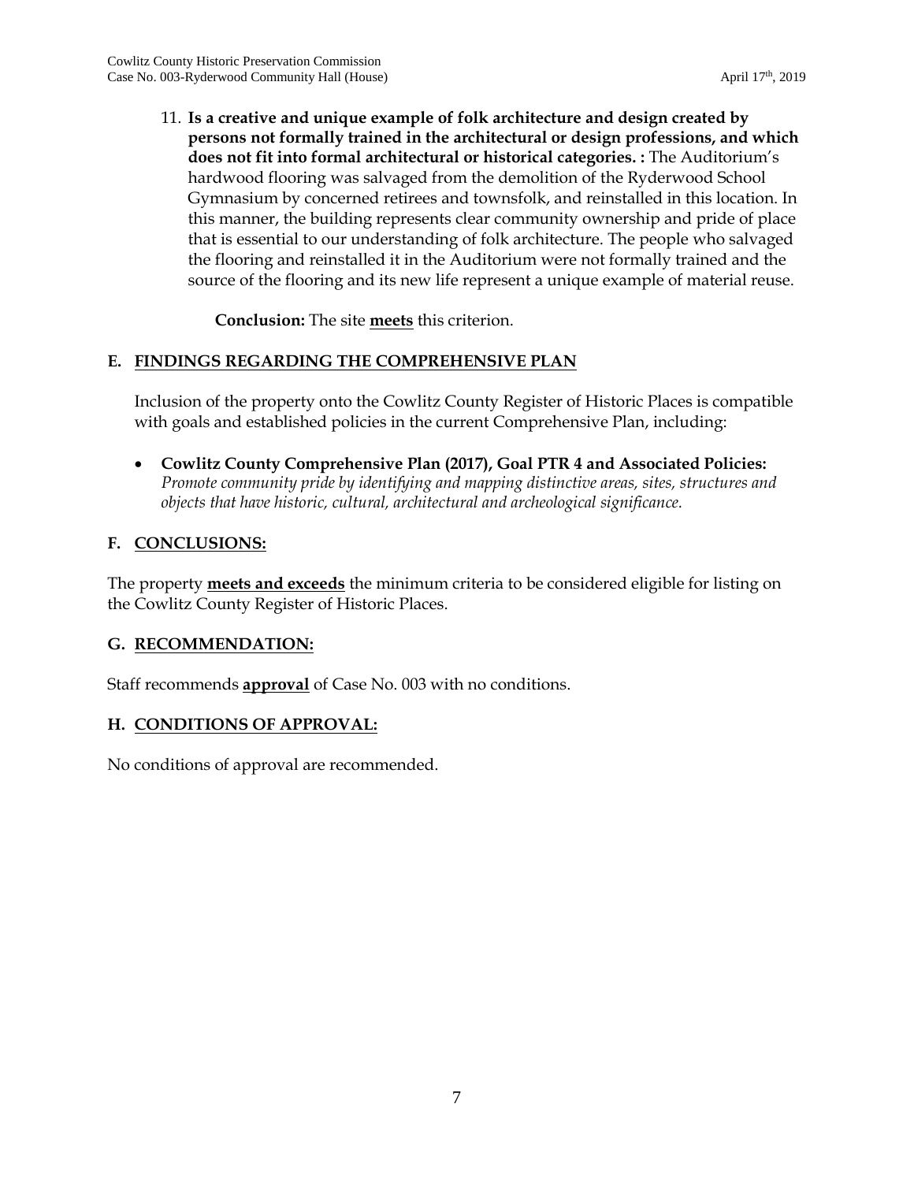11. **Is a creative and unique example of folk architecture and design created by persons not formally trained in the architectural or design professions, and which does not fit into formal architectural or historical categories. :** The Auditorium's hardwood flooring was salvaged from the demolition of the Ryderwood School Gymnasium by concerned retirees and townsfolk, and reinstalled in this location. In this manner, the building represents clear community ownership and pride of place that is essential to our understanding of folk architecture. The people who salvaged the flooring and reinstalled it in the Auditorium were not formally trained and the source of the flooring and its new life represent a unique example of material reuse.

    **Conclusion:** The site **meets** this criterion.

## E. FINDINGS REGARDING THE COMPREHENSIVE PLAN

Inclusion of the property onto the Cowlitz County Register of Historic Places is compatible with goals and established policies in the current Comprehensive Plan, including:

- **Cowlitz County Comprehensive Plan (2017), Goal PTR 4 and Associated Policies:** *Promote community pride by identifying and mapping distinctive areas, sites, structures and objects that have historic, cultural, architectural and archeological significance.*

## F. CONCLUSIONS:

The property **meets and exceeds** the minimum criteria to be considered eligible for listing on the Cowlitz County Register of Historic Places.

## G. RECOMMENDATION:

Staff recommends **approval** of Case No. 003 with no conditions.

## H. CONDITIONS OF APPROVAL:

No conditions of approval are recommended.